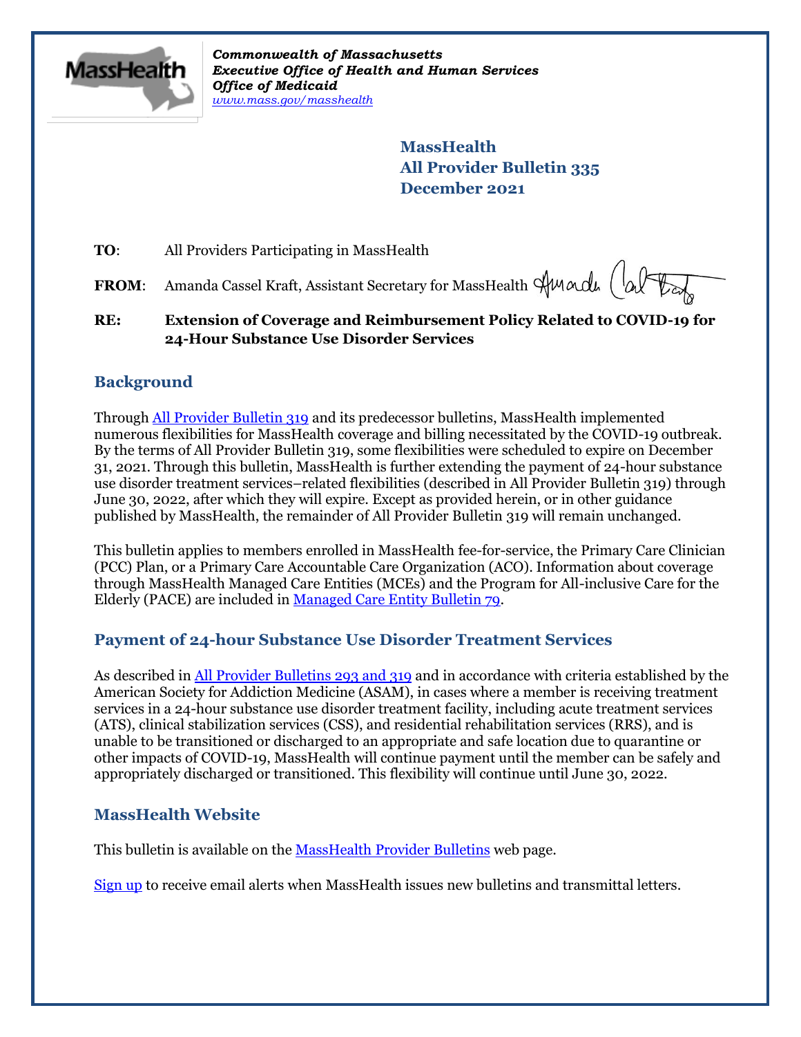*Commonwealth of Massachusetts*
*Executive Office of Health and Human Services*
*Office of Medicaid*
*www.mass.gov/masshealth*

**MassHealth**
**All Provider Bulletin 335**
**December 2021**

**TO**: All Providers Participating in MassHealth

**FROM**: Amanda Cassel Kraft, Assistant Secretary for MassHealth

**RE: Extension of Coverage and Reimbursement Policy Related to COVID-19 for 24-Hour Substance Use Disorder Services**

## Background

Through All Provider Bulletin 319 and its predecessor bulletins, MassHealth implemented numerous flexibilities for MassHealth coverage and billing necessitated by the COVID-19 outbreak. By the terms of All Provider Bulletin 319, some flexibilities were scheduled to expire on December 31, 2021. Through this bulletin, MassHealth is further extending the payment of 24-hour substance use disorder treatment services–related flexibilities (described in All Provider Bulletin 319) through June 30, 2022, after which they will expire. Except as provided herein, or in other guidance published by MassHealth, the remainder of All Provider Bulletin 319 will remain unchanged.

This bulletin applies to members enrolled in MassHealth fee-for-service, the Primary Care Clinician (PCC) Plan, or a Primary Care Accountable Care Organization (ACO). Information about coverage through MassHealth Managed Care Entities (MCEs) and the Program for All-inclusive Care for the Elderly (PACE) are included in Managed Care Entity Bulletin 79.

## Payment of 24-hour Substance Use Disorder Treatment Services

As described in All Provider Bulletins 293 and 319 and in accordance with criteria established by the American Society for Addiction Medicine (ASAM), in cases where a member is receiving treatment services in a 24-hour substance use disorder treatment facility, including acute treatment services (ATS), clinical stabilization services (CSS), and residential rehabilitation services (RRS), and is unable to be transitioned or discharged to an appropriate and safe location due to quarantine or other impacts of COVID-19, MassHealth will continue payment until the member can be safely and appropriately discharged or transitioned. This flexibility will continue until June 30, 2022.

## MassHealth Website

This bulletin is available on the MassHealth Provider Bulletins web page.

Sign up to receive email alerts when MassHealth issues new bulletins and transmittal letters.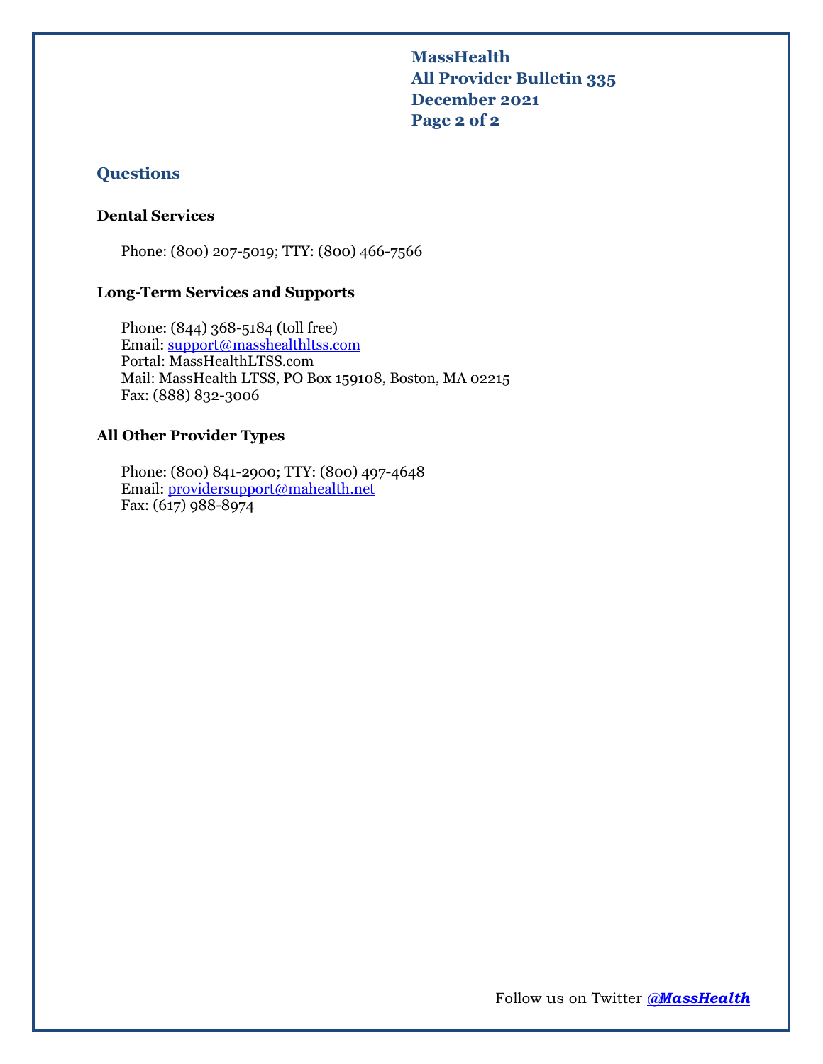## Questions

### Dental Services

Phone: (800) 207-5019; TTY: (800) 466-7566

### Long-Term Services and Supports

Phone: (844) 368-5184 (toll free)
Email: support@masshealthltss.com
Portal: MassHealthLTSS.com
Mail: MassHealth LTSS, PO Box 159108, Boston, MA 02215
Fax: (888) 832-3006

### All Other Provider Types

Phone: (800) 841-2900; TTY: (800) 497-4648
Email: providersupport@mahealth.net
Fax: (617) 988-8974

Follow us on Twitter ***@MassHealth***